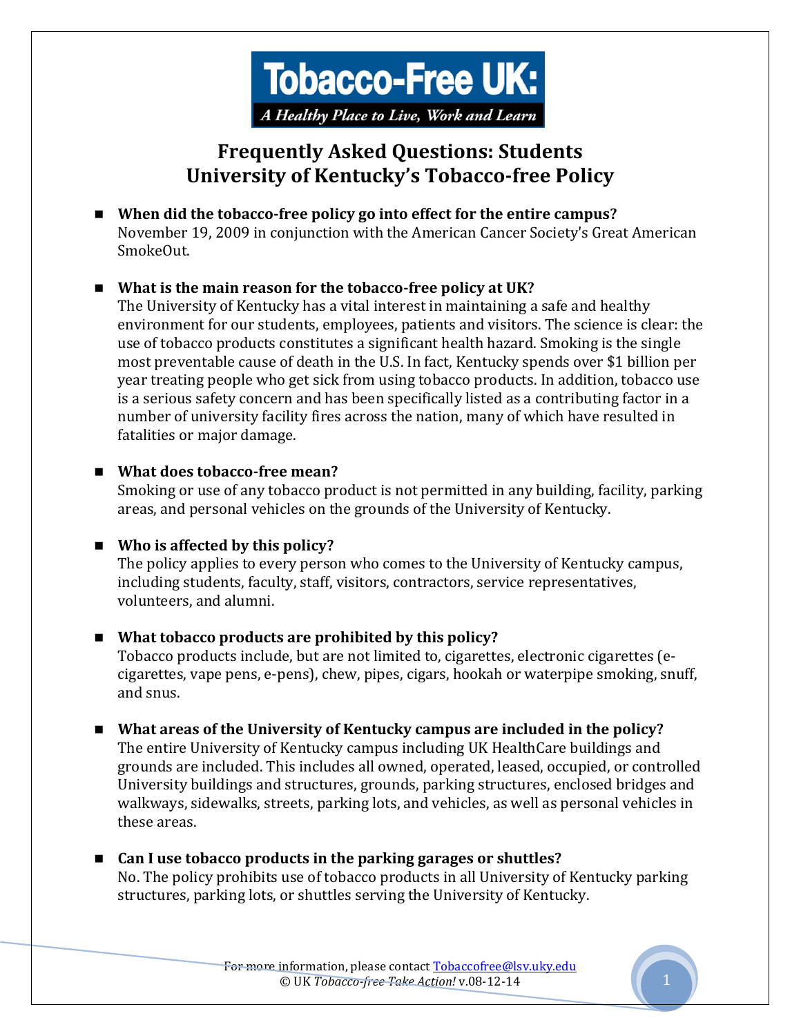**Tobacco-Free UK:**
*A Healthy Place to Live, Work and Learn*

# Frequently Asked Questions: Students
# University of Kentucky's Tobacco-free Policy

- **When did the tobacco-free policy go into effect for the entire campus?**
  November 19, 2009 in conjunction with the American Cancer Society's Great American SmokeOut.

- **What is the main reason for the tobacco-free policy at UK?**
  The University of Kentucky has a vital interest in maintaining a safe and healthy environment for our students, employees, patients and visitors. The science is clear: the use of tobacco products constitutes a significant health hazard. Smoking is the single most preventable cause of death in the U.S. In fact, Kentucky spends over $1 billion per year treating people who get sick from using tobacco products. In addition, tobacco use is a serious safety concern and has been specifically listed as a contributing factor in a number of university facility fires across the nation, many of which have resulted in fatalities or major damage.

- **What does tobacco-free mean?**
  Smoking or use of any tobacco product is not permitted in any building, facility, parking areas, and personal vehicles on the grounds of the University of Kentucky.

- **Who is affected by this policy?**
  The policy applies to every person who comes to the University of Kentucky campus, including students, faculty, staff, visitors, contractors, service representatives, volunteers, and alumni.

- **What tobacco products are prohibited by this policy?**
  Tobacco products include, but are not limited to, cigarettes, electronic cigarettes (e-cigarettes, vape pens, e-pens), chew, pipes, cigars, hookah or waterpipe smoking, snuff, and snus.

- **What areas of the University of Kentucky campus are included in the policy?**
  The entire University of Kentucky campus including UK HealthCare buildings and grounds are included. This includes all owned, operated, leased, occupied, or controlled University buildings and structures, grounds, parking structures, enclosed bridges and walkways, sidewalks, streets, parking lots, and vehicles, as well as personal vehicles in these areas.

- **Can I use tobacco products in the parking garages or shuttles?**
  No. The policy prohibits use of tobacco products in all University of Kentucky parking structures, parking lots, or shuttles serving the University of Kentucky.

For more information, please contact [Tobaccofree@lsv.uky.edu](mailto:Tobaccofree@lsv.uky.edu)
© UK *Tobacco-free Take Action!* v.08-12-14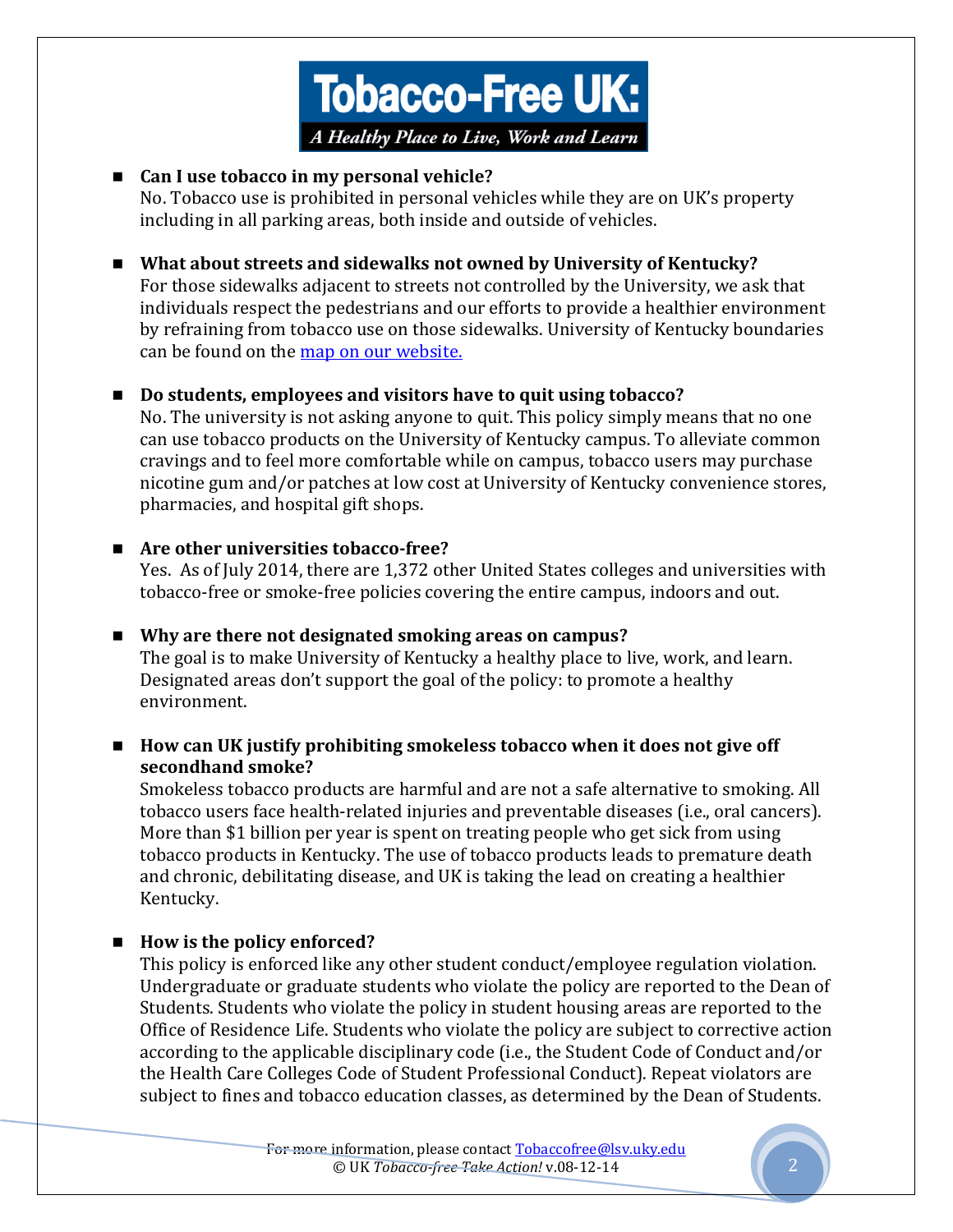**Tobacco-Free UK:**

*A Healthy Place to Live, Work and Learn*

- **Can I use tobacco in my personal vehicle?**
  No. Tobacco use is prohibited in personal vehicles while they are on UK's property including in all parking areas, both inside and outside of vehicles.

- **What about streets and sidewalks not owned by University of Kentucky?**
  For those sidewalks adjacent to streets not controlled by the University, we ask that individuals respect the pedestrians and our efforts to provide a healthier environment by refraining from tobacco use on those sidewalks. University of Kentucky boundaries can be found on the map on our website.

- **Do students, employees and visitors have to quit using tobacco?**
  No. The university is not asking anyone to quit. This policy simply means that no one can use tobacco products on the University of Kentucky campus. To alleviate common cravings and to feel more comfortable while on campus, tobacco users may purchase nicotine gum and/or patches at low cost at University of Kentucky convenience stores, pharmacies, and hospital gift shops.

- **Are other universities tobacco-free?**
  Yes. As of July 2014, there are 1,372 other United States colleges and universities with tobacco-free or smoke-free policies covering the entire campus, indoors and out.

- **Why are there not designated smoking areas on campus?**
  The goal is to make University of Kentucky a healthy place to live, work, and learn. Designated areas don't support the goal of the policy: to promote a healthy environment.

- **How can UK justify prohibiting smokeless tobacco when it does not give off secondhand smoke?**
  Smokeless tobacco products are harmful and are not a safe alternative to smoking. All tobacco users face health-related injuries and preventable diseases (i.e., oral cancers). More than $1 billion per year is spent on treating people who get sick from using tobacco products in Kentucky. The use of tobacco products leads to premature death and chronic, debilitating disease, and UK is taking the lead on creating a healthier Kentucky.

- **How is the policy enforced?**
  This policy is enforced like any other student conduct/employee regulation violation. Undergraduate or graduate students who violate the policy are reported to the Dean of Students. Students who violate the policy in student housing areas are reported to the Office of Residence Life. Students who violate the policy are subject to corrective action according to the applicable disciplinary code (i.e., the Student Code of Conduct and/or the Health Care Colleges Code of Student Professional Conduct). Repeat violators are subject to fines and tobacco education classes, as determined by the Dean of Students.

For more information, please contact Tobaccofree@lsv.uky.edu
© UK *Tobacco-free Take Action!* v.08-12-14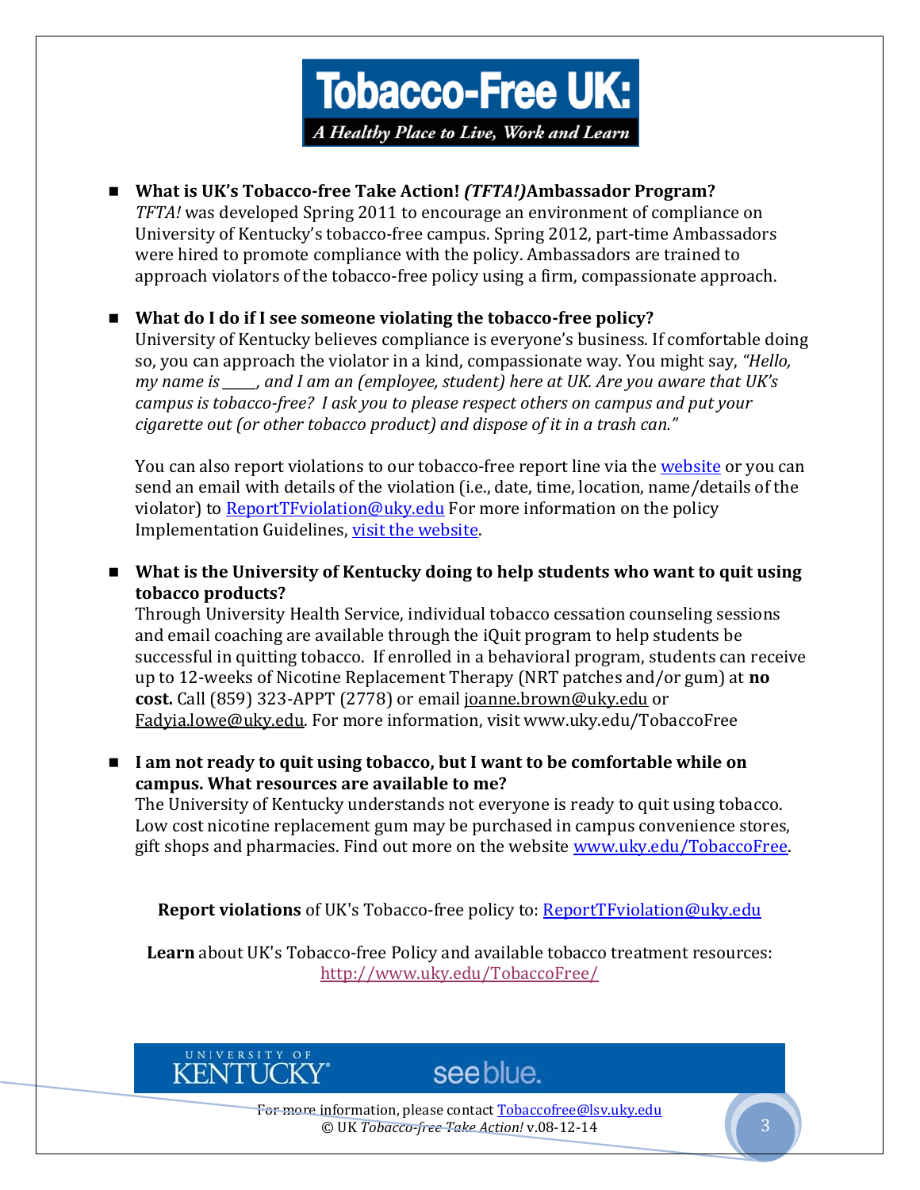# Tobacco-Free UK:

*A Healthy Place to Live, Work and Learn*

- **What is UK's Tobacco-free Take Action! *(TFTA!)* Ambassador Program?**
  *TFTA!* was developed Spring 2011 to encourage an environment of compliance on University of Kentucky's tobacco-free campus. Spring 2012, part-time Ambassadors were hired to promote compliance with the policy. Ambassadors are trained to approach violators of the tobacco-free policy using a firm, compassionate approach.

- **What do I do if I see someone violating the tobacco-free policy?**
  University of Kentucky believes compliance is everyone's business. If comfortable doing so, you can approach the violator in a kind, compassionate way. You might say, *"Hello, my name is _____, and I am an (employee, student) here at UK. Are you aware that UK's campus is tobacco-free? I ask you to please respect others on campus and put your cigarette out (or other tobacco product) and dispose of it in a trash can."*

  You can also report violations to our tobacco-free report line via the website or you can send an email with details of the violation (i.e., date, time, location, name/details of the violator) to ReportTFviolation@uky.edu For more information on the policy Implementation Guidelines, visit the website.

- **What is the University of Kentucky doing to help students who want to quit using tobacco products?**
  Through University Health Service, individual tobacco cessation counseling sessions and email coaching are available through the iQuit program to help students be successful in quitting tobacco. If enrolled in a behavioral program, students can receive up to 12-weeks of Nicotine Replacement Therapy (NRT patches and/or gum) at **no cost.** Call (859) 323-APPT (2778) or email joanne.brown@uky.edu or Fadyia.lowe@uky.edu. For more information, visit www.uky.edu/TobaccoFree

- **I am not ready to quit using tobacco, but I want to be comfortable while on campus. What resources are available to me?**
  The University of Kentucky understands not everyone is ready to quit using tobacco. Low cost nicotine replacement gum may be purchased in campus convenience stores, gift shops and pharmacies. Find out more on the website www.uky.edu/TobaccoFree.

**Report violations** of UK's Tobacco-free policy to: ReportTFviolation@uky.edu

**Learn** about UK's Tobacco-free Policy and available tobacco treatment resources: http://www.uky.edu/TobaccoFree/

UNIVERSITY OF KENTUCKY® see blue.

For more information, please contact Tobaccofree@lsv.uky.edu
© UK *Tobacco-free Take Action!* v.08-12-14